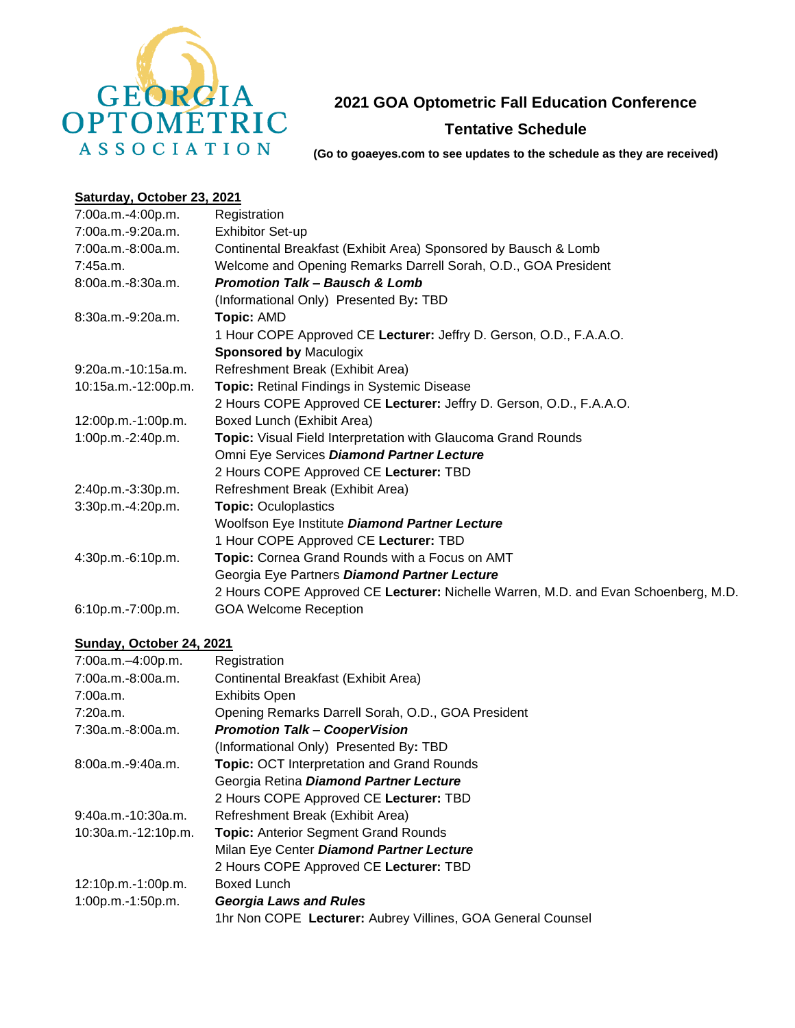GEORGIA OPTOMETRIC ASSOCIATION

# 2021 GOA Optometric Fall Education Conference

## Tentative Schedule

**(Go to goaeyes.com to see updates to the schedule as they are received)**

### Saturday, October 23, 2021

| | |
|---|---|
| 7:00a.m.-4:00p.m. | Registration |
| 7:00a.m.-9:20a.m. | Exhibitor Set-up |
| 7:00a.m.-8:00a.m. | Continental Breakfast (Exhibit Area) Sponsored by Bausch & Lomb |
| 7:45a.m. | Welcome and Opening Remarks Darrell Sorah, O.D., GOA President |
| 8:00a.m.-8:30a.m. | ***Promotion Talk – Bausch & Lomb*** <br> (Informational Only) Presented By**:** TBD |
| 8:30a.m.-9:20a.m. | **Topic:** AMD <br> 1 Hour COPE Approved CE **Lecturer:** Jeffry D. Gerson, O.D., F.A.A.O. <br> **Sponsored by** Maculogix |
| 9:20a.m.-10:15a.m. | Refreshment Break (Exhibit Area) |
| 10:15a.m.-12:00p.m. | **Topic:** Retinal Findings in Systemic Disease <br> 2 Hours COPE Approved CE **Lecturer:** Jeffry D. Gerson, O.D., F.A.A.O. |
| 12:00p.m.-1:00p.m. | Boxed Lunch (Exhibit Area) |
| 1:00p.m.-2:40p.m. | **Topic:** Visual Field Interpretation with Glaucoma Grand Rounds <br> Omni Eye Services ***Diamond Partner Lecture*** <br> 2 Hours COPE Approved CE **Lecturer:** TBD |
| 2:40p.m.-3:30p.m. | Refreshment Break (Exhibit Area) |
| 3:30p.m.-4:20p.m. | **Topic:** Oculoplastics <br> Woolfson Eye Institute ***Diamond Partner Lecture*** <br> 1 Hour COPE Approved CE **Lecturer:** TBD |
| 4:30p.m.-6:10p.m. | **Topic:** Cornea Grand Rounds with a Focus on AMT <br> Georgia Eye Partners ***Diamond Partner Lecture*** <br> 2 Hours COPE Approved CE **Lecturer:** Nichelle Warren, M.D. and Evan Schoenberg, M.D. |
| 6:10p.m.-7:00p.m. | GOA Welcome Reception |

### Sunday, October 24, 2021

| | |
|---|---|
| 7:00a.m.–4:00p.m. | Registration |
| 7:00a.m.-8:00a.m. | Continental Breakfast (Exhibit Area) |
| 7:00a.m. | Exhibits Open |
| 7:20a.m. | Opening Remarks Darrell Sorah, O.D., GOA President |
| 7:30a.m.-8:00a.m. | ***Promotion Talk – CooperVision*** <br> (Informational Only) Presented By**:** TBD |
| 8:00a.m.-9:40a.m. | **Topic:** OCT Interpretation and Grand Rounds <br> Georgia Retina ***Diamond Partner Lecture*** <br> 2 Hours COPE Approved CE **Lecturer:** TBD |
| 9:40a.m.-10:30a.m. | Refreshment Break (Exhibit Area) |
| 10:30a.m.-12:10p.m. | **Topic:** Anterior Segment Grand Rounds <br> Milan Eye Center ***Diamond Partner Lecture*** <br> 2 Hours COPE Approved CE **Lecturer:** TBD |
| 12:10p.m.-1:00p.m. | Boxed Lunch |
| 1:00p.m.-1:50p.m. | ***Georgia Laws and Rules*** <br> 1hr Non COPE **Lecturer:** Aubrey Villines, GOA General Counsel |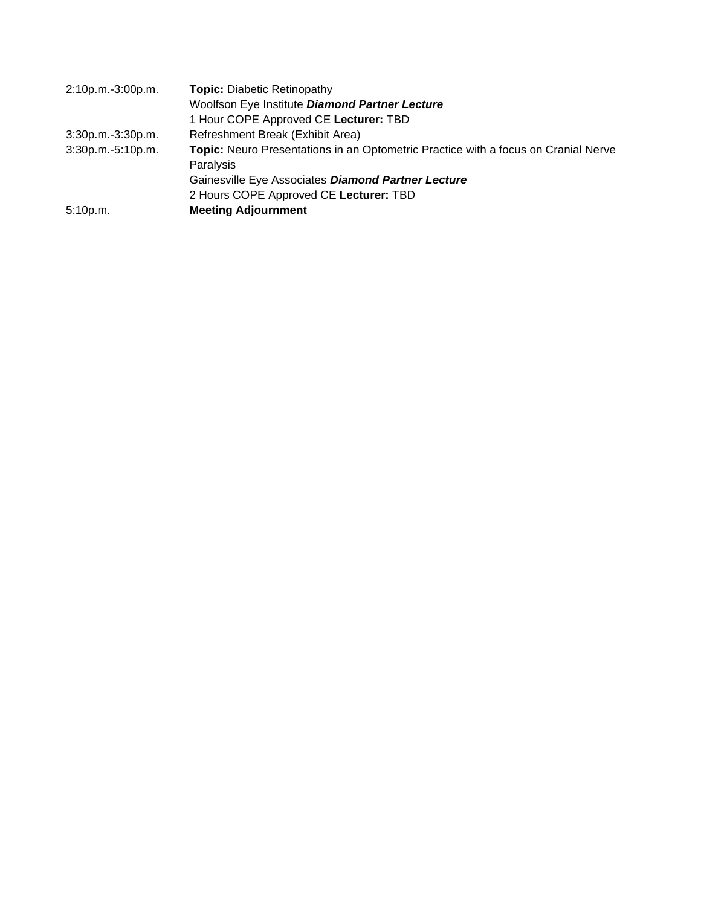| | |
|---|---|
| 2:10p.m.-3:00p.m. | **Topic:** Diabetic Retinopathy<br>Woolfson Eye Institute ***Diamond Partner Lecture***<br>1 Hour COPE Approved CE **Lecturer:** TBD |
| 3:30p.m.-3:30p.m. | Refreshment Break (Exhibit Area) |
| 3:30p.m.-5:10p.m. | **Topic:** Neuro Presentations in an Optometric Practice with a focus on Cranial Nerve Paralysis<br>Gainesville Eye Associates ***Diamond Partner Lecture***<br>2 Hours COPE Approved CE **Lecturer:** TBD |
| 5:10p.m. | **Meeting Adjournment** |